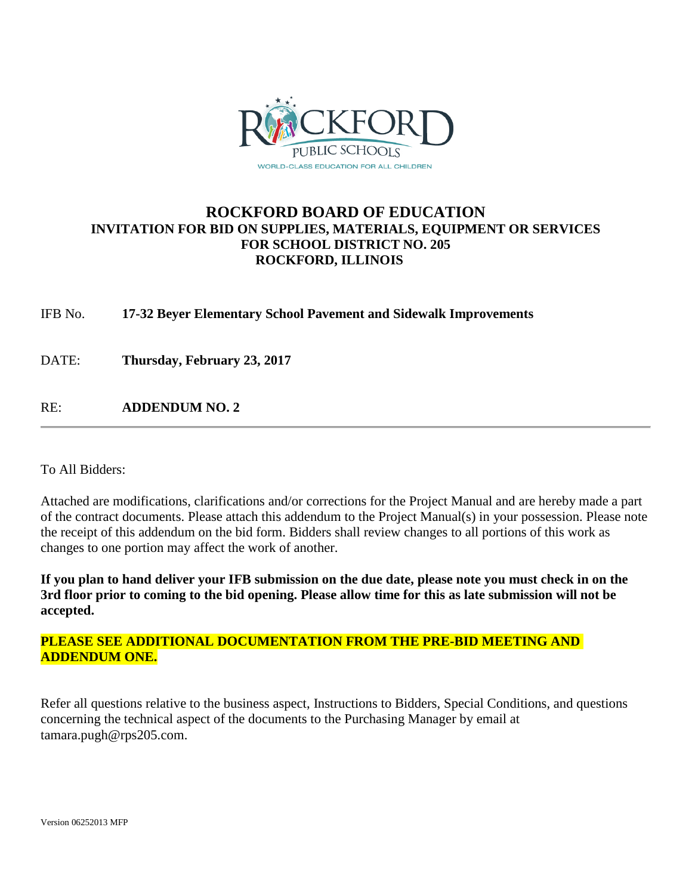# ROCKFORD BOARD OF EDUCATION

## INVITATION FOR BID ON SUPPLIES, MATERIALS, EQUIPMENT OR SERVICES FOR SCHOOL DISTRICT NO. 205 ROCKFORD, ILLINOIS

IFB No. **17-32 Beyer Elementary School Pavement and Sidewalk Improvements**

DATE: **Thursday, February 23, 2017**

RE: **ADDENDUM NO. 2**

---

To All Bidders:

Attached are modifications, clarifications and/or corrections for the Project Manual and are hereby made a part of the contract documents. Please attach this addendum to the Project Manual(s) in your possession. Please note the receipt of this addendum on the bid form. Bidders shall review changes to all portions of this work as changes to one portion may affect the work of another.

**If you plan to hand deliver your IFB submission on the due date, please note you must check in on the 3rd floor prior to coming to the bid opening. Please allow time for this as late submission will not be accepted.**

**PLEASE SEE ADDITIONAL DOCUMENTATION FROM THE PRE-BID MEETING AND ADDENDUM ONE.**

Refer all questions relative to the business aspect, Instructions to Bidders, Special Conditions, and questions concerning the technical aspect of the documents to the Purchasing Manager by email at tamara.pugh@rps205.com.

Version 06252013 MFP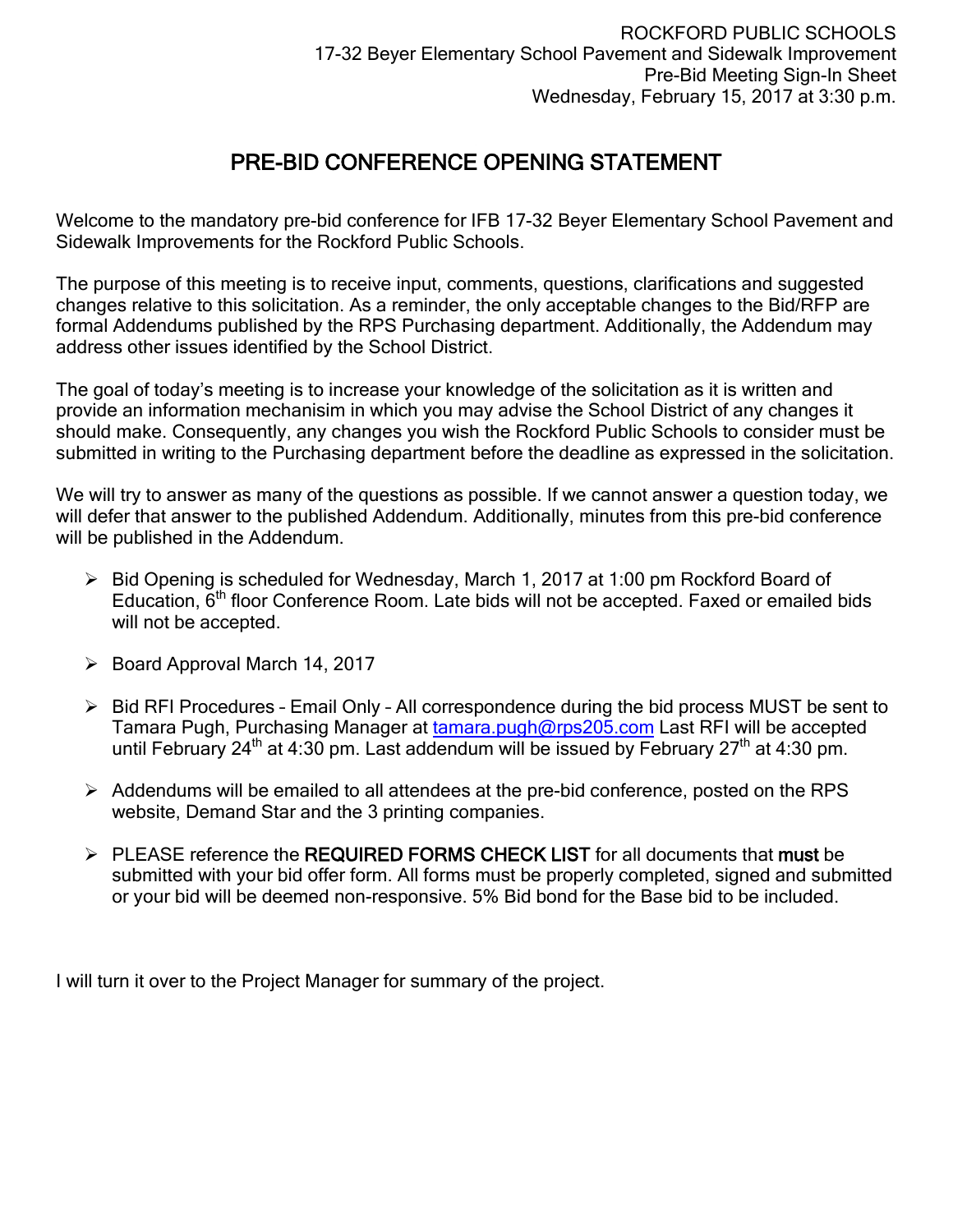ROCKFORD PUBLIC SCHOOLS
17-32 Beyer Elementary School Pavement and Sidewalk Improvement
Pre-Bid Meeting Sign-In Sheet
Wednesday, February 15, 2017 at 3:30 p.m.

# PRE-BID CONFERENCE OPENING STATEMENT

Welcome to the mandatory pre-bid conference for IFB 17-32 Beyer Elementary School Pavement and Sidewalk Improvements for the Rockford Public Schools.

The purpose of this meeting is to receive input, comments, questions, clarifications and suggested changes relative to this solicitation. As a reminder, the only acceptable changes to the Bid/RFP are formal Addendums published by the RPS Purchasing department. Additionally, the Addendum may address other issues identified by the School District.

The goal of today's meeting is to increase your knowledge of the solicitation as it is written and provide an information mechanisim in which you may advise the School District of any changes it should make. Consequently, any changes you wish the Rockford Public Schools to consider must be submitted in writing to the Purchasing department before the deadline as expressed in the solicitation.

We will try to answer as many of the questions as possible. If we cannot answer a question today, we will defer that answer to the published Addendum. Additionally, minutes from this pre-bid conference will be published in the Addendum.

- Bid Opening is scheduled for Wednesday, March 1, 2017 at 1:00 pm Rockford Board of Education, 6th floor Conference Room. Late bids will not be accepted. Faxed or emailed bids will not be accepted.
- Board Approval March 14, 2017
- Bid RFI Procedures – Email Only – All correspondence during the bid process MUST be sent to Tamara Pugh, Purchasing Manager at tamara.pugh@rps205.com Last RFI will be accepted until February 24th at 4:30 pm. Last addendum will be issued by February 27th at 4:30 pm.
- Addendums will be emailed to all attendees at the pre-bid conference, posted on the RPS website, Demand Star and the 3 printing companies.
- PLEASE reference the **REQUIRED FORMS CHECK LIST** for all documents that **must** be submitted with your bid offer form. All forms must be properly completed, signed and submitted or your bid will be deemed non-responsive. 5% Bid bond for the Base bid to be included.

I will turn it over to the Project Manager for summary of the project.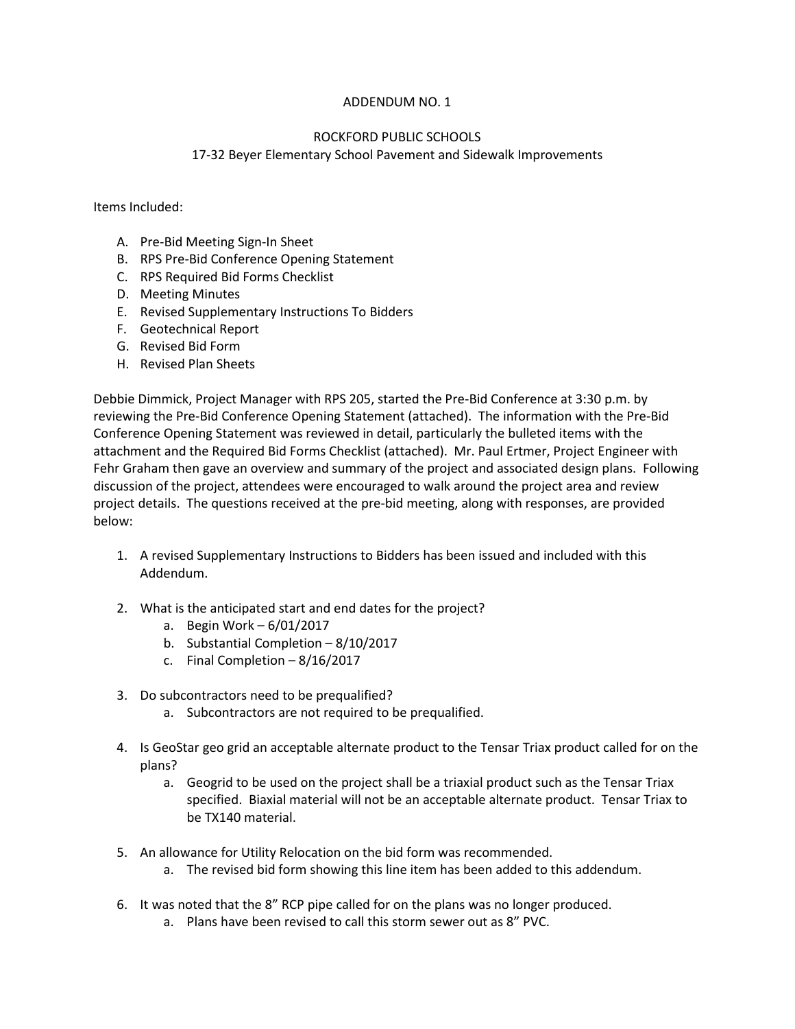ADDENDUM NO. 1

ROCKFORD PUBLIC SCHOOLS

17-32 Beyer Elementary School Pavement and Sidewalk Improvements

Items Included:

A. Pre-Bid Meeting Sign-In Sheet
B. RPS Pre-Bid Conference Opening Statement
C. RPS Required Bid Forms Checklist
D. Meeting Minutes
E. Revised Supplementary Instructions To Bidders
F. Geotechnical Report
G. Revised Bid Form
H. Revised Plan Sheets

Debbie Dimmick, Project Manager with RPS 205, started the Pre-Bid Conference at 3:30 p.m. by reviewing the Pre-Bid Conference Opening Statement (attached). The information with the Pre-Bid Conference Opening Statement was reviewed in detail, particularly the bulleted items with the attachment and the Required Bid Forms Checklist (attached). Mr. Paul Ertmer, Project Engineer with Fehr Graham then gave an overview and summary of the project and associated design plans. Following discussion of the project, attendees were encouraged to walk around the project area and review project details. The questions received at the pre-bid meeting, along with responses, are provided below:

1. A revised Supplementary Instructions to Bidders has been issued and included with this Addendum.

2. What is the anticipated start and end dates for the project?
   a. Begin Work – 6/01/2017
   b. Substantial Completion – 8/10/2017
   c. Final Completion – 8/16/2017

3. Do subcontractors need to be prequalified?
   a. Subcontractors are not required to be prequalified.

4. Is GeoStar geo grid an acceptable alternate product to the Tensar Triax product called for on the plans?
   a. Geogrid to be used on the project shall be a triaxial product such as the Tensar Triax specified. Biaxial material will not be an acceptable alternate product. Tensar Triax to be TX140 material.

5. An allowance for Utility Relocation on the bid form was recommended.
   a. The revised bid form showing this line item has been added to this addendum.

6. It was noted that the 8" RCP pipe called for on the plans was no longer produced.
   a. Plans have been revised to call this storm sewer out as 8" PVC.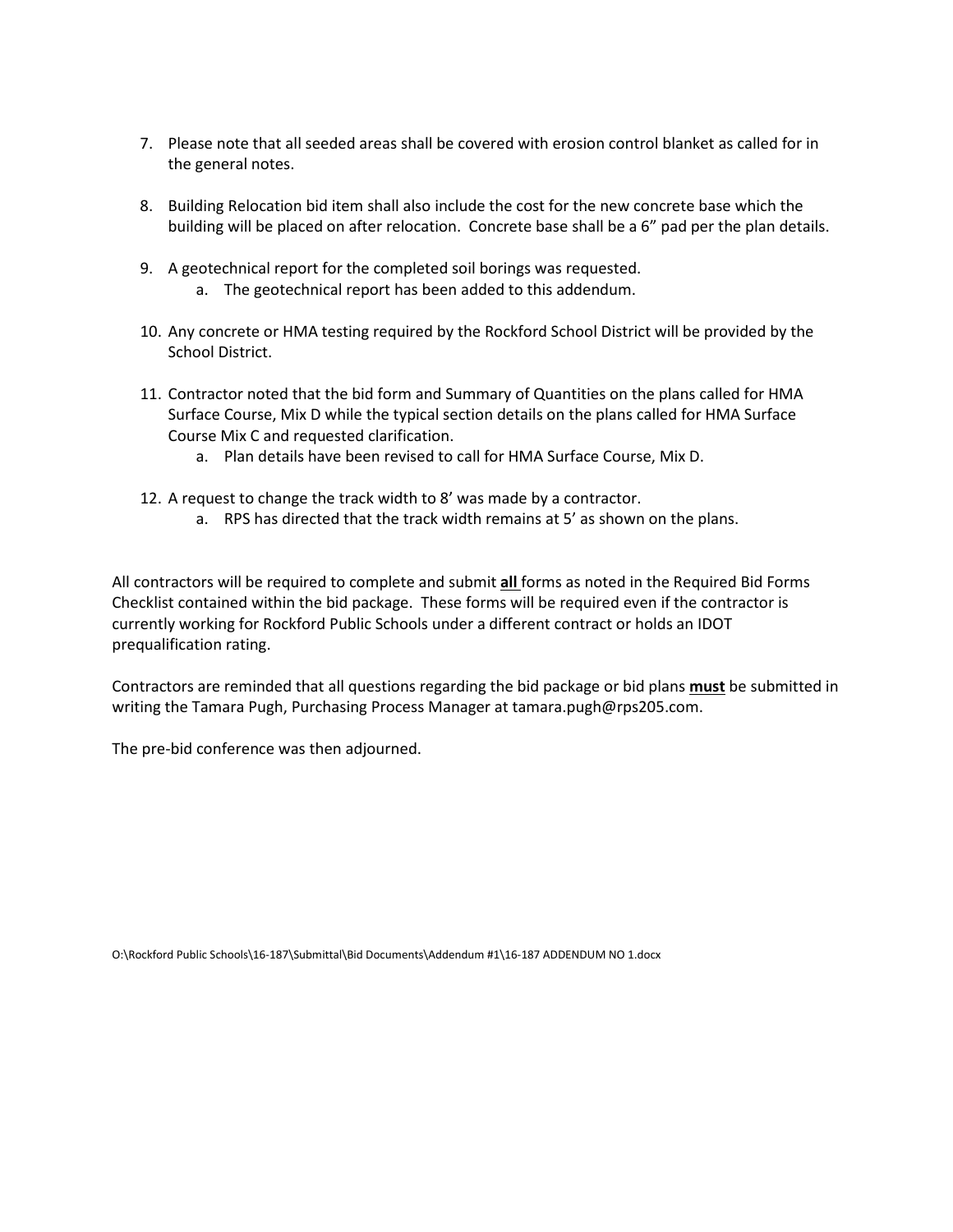7. Please note that all seeded areas shall be covered with erosion control blanket as called for in the general notes.

8. Building Relocation bid item shall also include the cost for the new concrete base which the building will be placed on after relocation. Concrete base shall be a 6" pad per the plan details.

9. A geotechnical report for the completed soil borings was requested.
   a. The geotechnical report has been added to this addendum.

10. Any concrete or HMA testing required by the Rockford School District will be provided by the School District.

11. Contractor noted that the bid form and Summary of Quantities on the plans called for HMA Surface Course, Mix D while the typical section details on the plans called for HMA Surface Course Mix C and requested clarification.
    a. Plan details have been revised to call for HMA Surface Course, Mix D.

12. A request to change the track width to 8' was made by a contractor.
    a. RPS has directed that the track width remains at 5' as shown on the plans.

All contractors will be required to complete and submit **all** forms as noted in the Required Bid Forms Checklist contained within the bid package. These forms will be required even if the contractor is currently working for Rockford Public Schools under a different contract or holds an IDOT prequalification rating.

Contractors are reminded that all questions regarding the bid package or bid plans **must** be submitted in writing the Tamara Pugh, Purchasing Process Manager at tamara.pugh@rps205.com.

The pre-bid conference was then adjourned.

O:\Rockford Public Schools\16-187\Submittal\Bid Documents\Addendum #1\16-187 ADDENDUM NO 1.docx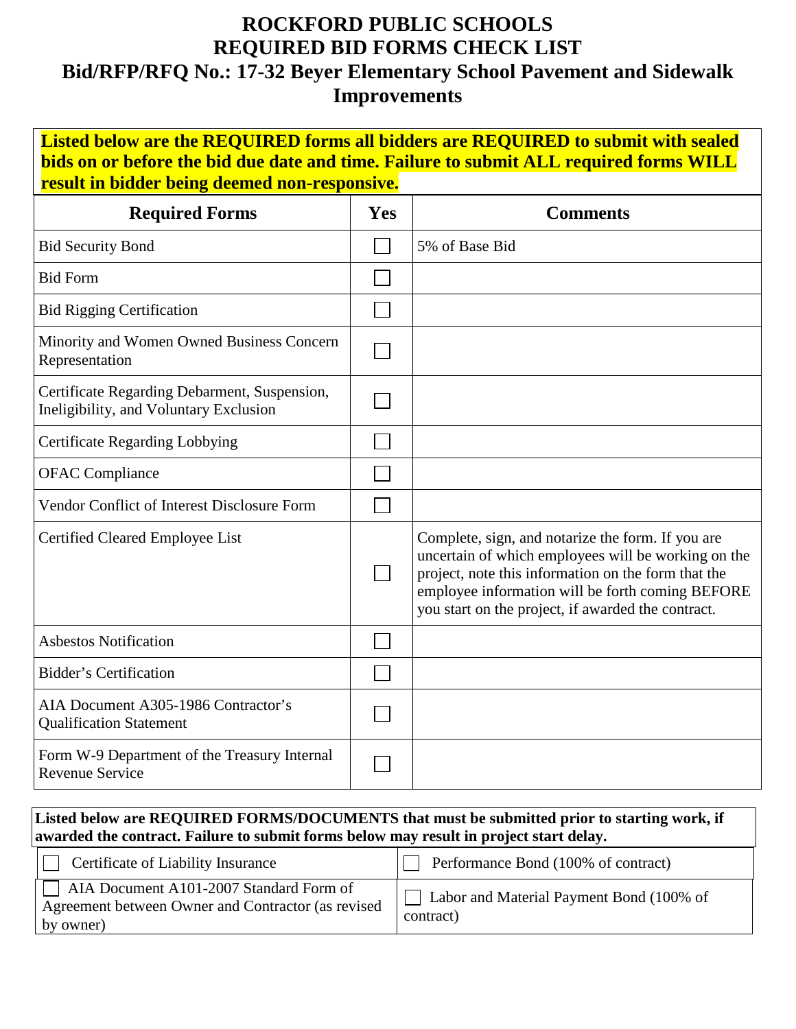# ROCKFORD PUBLIC SCHOOLS
# REQUIRED BID FORMS CHECK LIST
# Bid/RFP/RFQ No.: 17-32 Beyer Elementary School Pavement and Sidewalk Improvements

**Listed below are the REQUIRED forms all bidders are REQUIRED to submit with sealed bids on or before the bid due date and time. Failure to submit ALL required forms WILL result in bidder being deemed non-responsive.**

| Required Forms | Yes | Comments |
|---|---|---|
| Bid Security Bond | ☐ | 5% of Base Bid |
| Bid Form | ☐ | |
| Bid Rigging Certification | ☐ | |
| Minority and Women Owned Business Concern Representation | ☐ | |
| Certificate Regarding Debarment, Suspension, Ineligibility, and Voluntary Exclusion | ☐ | |
| Certificate Regarding Lobbying | ☐ | |
| OFAC Compliance | ☐ | |
| Vendor Conflict of Interest Disclosure Form | ☐ | |
| Certified Cleared Employee List | ☐ | Complete, sign, and notarize the form. If you are uncertain of which employees will be working on the project, note this information on the form that the employee information will be forth coming BEFORE you start on the project, if awarded the contract. |
| Asbestos Notification | ☐ | |
| Bidder's Certification | ☐ | |
| AIA Document A305-1986 Contractor's Qualification Statement | ☐ | |
| Form W-9 Department of the Treasury Internal Revenue Service | ☐ | |

**Listed below are REQUIRED FORMS/DOCUMENTS that must be submitted prior to starting work, if awarded the contract. Failure to submit forms below may result in project start delay.**

| | |
|---|---|
| ☐ Certificate of Liability Insurance | ☐ Performance Bond (100% of contract) |
| ☐ AIA Document A101-2007 Standard Form of Agreement between Owner and Contractor (as revised by owner) | ☐ Labor and Material Payment Bond (100% of contract) |